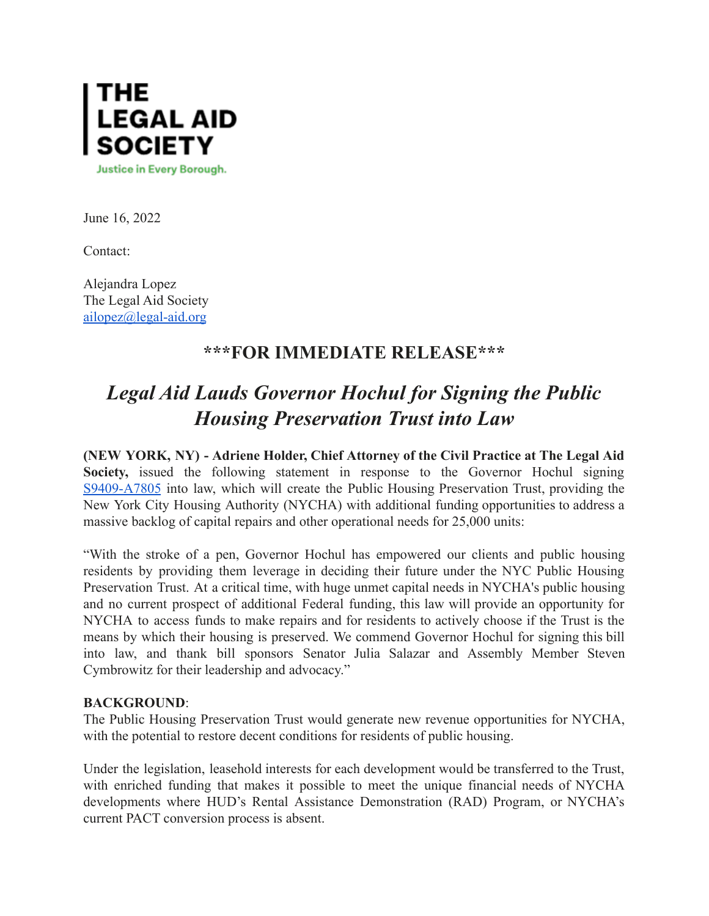# THE LEGAL AID SOCIETY

Justice in Every Borough.

June 16, 2022

Contact:

Alejandra Lopez
The Legal Aid Society
ailopez@legal-aid.org

## ***FOR IMMEDIATE RELEASE***

## *Legal Aid Lauds Governor Hochul for Signing the Public Housing Preservation Trust into Law*

**(NEW YORK, NY) - Adriene Holder, Chief Attorney of the Civil Practice at The Legal Aid Society,** issued the following statement in response to the Governor Hochul signing S9409-A7805 into law, which will create the Public Housing Preservation Trust, providing the New York City Housing Authority (NYCHA) with additional funding opportunities to address a massive backlog of capital repairs and other operational needs for 25,000 units:

"With the stroke of a pen, Governor Hochul has empowered our clients and public housing residents by providing them leverage in deciding their future under the NYC Public Housing Preservation Trust. At a critical time, with huge unmet capital needs in NYCHA's public housing and no current prospect of additional Federal funding, this law will provide an opportunity for NYCHA to access funds to make repairs and for residents to actively choose if the Trust is the means by which their housing is preserved. We commend Governor Hochul for signing this bill into law, and thank bill sponsors Senator Julia Salazar and Assembly Member Steven Cymbrowitz for their leadership and advocacy."

**BACKGROUND**:
The Public Housing Preservation Trust would generate new revenue opportunities for NYCHA, with the potential to restore decent conditions for residents of public housing.

Under the legislation, leasehold interests for each development would be transferred to the Trust, with enriched funding that makes it possible to meet the unique financial needs of NYCHA developments where HUD's Rental Assistance Demonstration (RAD) Program, or NYCHA's current PACT conversion process is absent.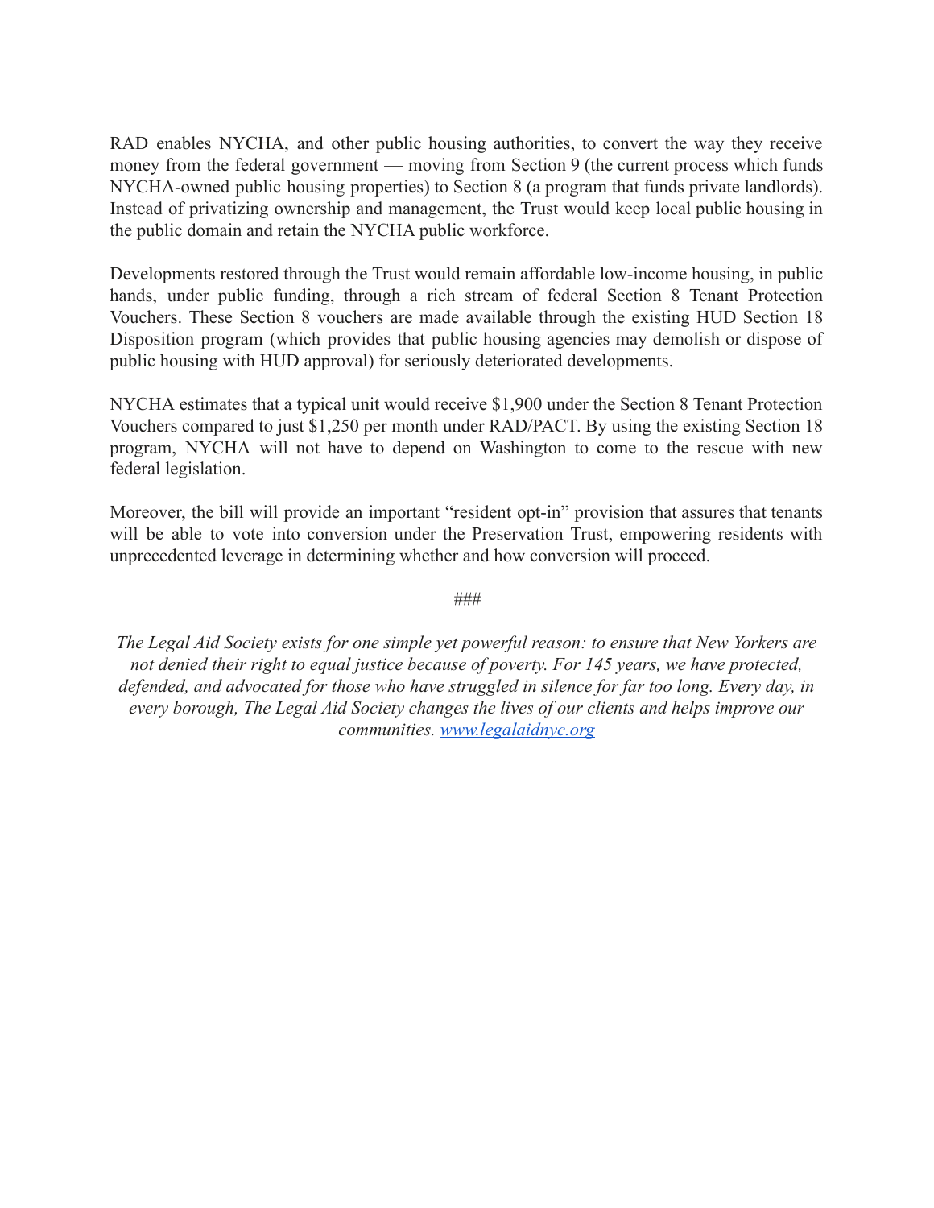RAD enables NYCHA, and other public housing authorities, to convert the way they receive money from the federal government — moving from Section 9 (the current process which funds NYCHA-owned public housing properties) to Section 8 (a program that funds private landlords). Instead of privatizing ownership and management, the Trust would keep local public housing in the public domain and retain the NYCHA public workforce.

Developments restored through the Trust would remain affordable low-income housing, in public hands, under public funding, through a rich stream of federal Section 8 Tenant Protection Vouchers. These Section 8 vouchers are made available through the existing HUD Section 18 Disposition program (which provides that public housing agencies may demolish or dispose of public housing with HUD approval) for seriously deteriorated developments.

NYCHA estimates that a typical unit would receive $1,900 under the Section 8 Tenant Protection Vouchers compared to just $1,250 per month under RAD/PACT. By using the existing Section 18 program, NYCHA will not have to depend on Washington to come to the rescue with new federal legislation.

Moreover, the bill will provide an important "resident opt-in" provision that assures that tenants will be able to vote into conversion under the Preservation Trust, empowering residents with unprecedented leverage in determining whether and how conversion will proceed.

###

*The Legal Aid Society exists for one simple yet powerful reason: to ensure that New Yorkers are not denied their right to equal justice because of poverty. For 145 years, we have protected, defended, and advocated for those who have struggled in silence for far too long. Every day, in every borough, The Legal Aid Society changes the lives of our clients and helps improve our communities. [www.legalaidnyc.org](http://www.legalaidnyc.org)*